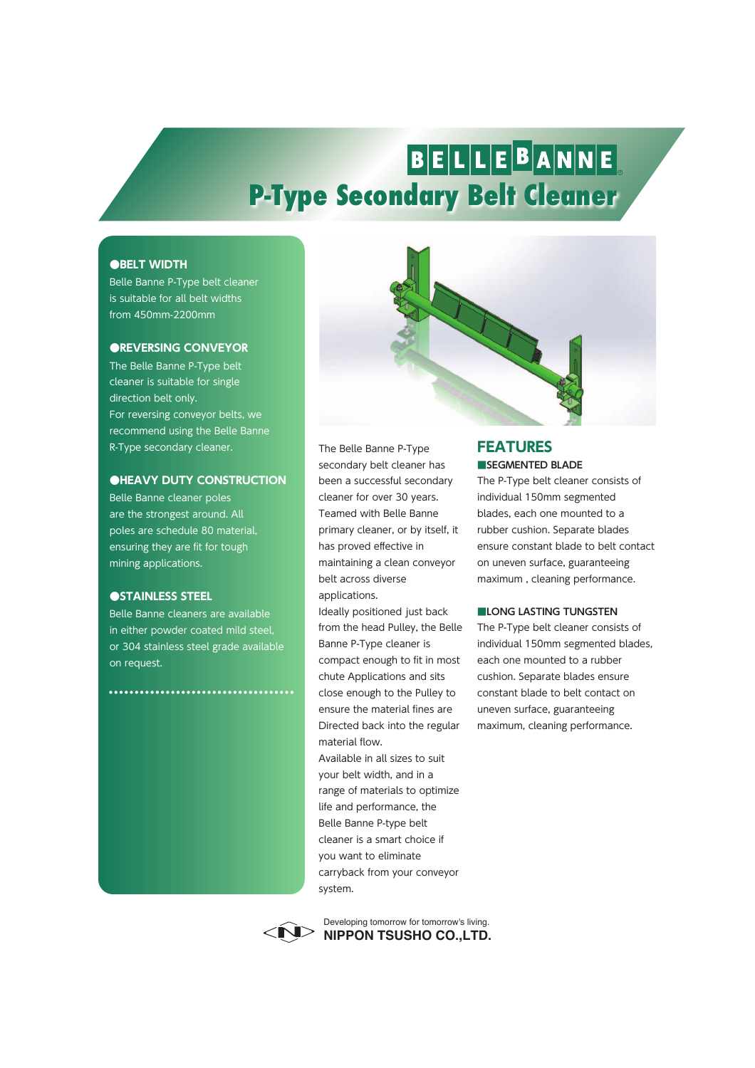# BELLEBANNE

# P-Type Secondary Belt Cleaner

### ●BELT WIDTH

Belle Banne P-Type belt cleaner is suitable for all belt widths from 450mm-2200mm

### ●REVERSING CONVEYOR

The Belle Banne P-Type belt cleaner is suitable for single direction belt only.
For reversing conveyor belts, we recommend using the Belle Banne R-Type secondary cleaner.

### ●HEAVY DUTY CONSTRUCTION

Belle Banne cleaner poles are the strongest around. All poles are schedule 80 material, ensuring they are fit for tough mining applications.

### ●STAINLESS STEEL

Belle Banne cleaners are available in either powder coated mild steel, or 304 stainless steel grade available on request.

The Belle Banne P-Type secondary belt cleaner has been a successful secondary cleaner for over 30 years. Teamed with Belle Banne primary cleaner, or by itself, it has proved effective in maintaining a clean conveyor belt across diverse applications.
Ideally positioned just back from the head Pulley, the Belle Banne P-Type cleaner is compact enough to fit in most chute Applications and sits close enough to the Pulley to ensure the material fines are Directed back into the regular material flow.
Available in all sizes to suit your belt width, and in a range of materials to optimize life and performance, the Belle Banne P-type belt cleaner is a smart choice if you want to eliminate carryback from your conveyor system.

## FEATURES

### ■SEGMENTED BLADE

The P-Type belt cleaner consists of individual 150mm segmented blades, each one mounted to a rubber cushion. Separate blades ensure constant blade to belt contact on uneven surface, guaranteeing maximum , cleaning performance.

### ■LONG LASTING TUNGSTEN

The P-Type belt cleaner consists of individual 150mm segmented blades, each one mounted to a rubber cushion. Separate blades ensure constant blade to belt contact on uneven surface, guaranteeing maximum, cleaning performance.

Developing tomorrow for tomorrow's living.
**NIPPON TSUSHO CO.,LTD.**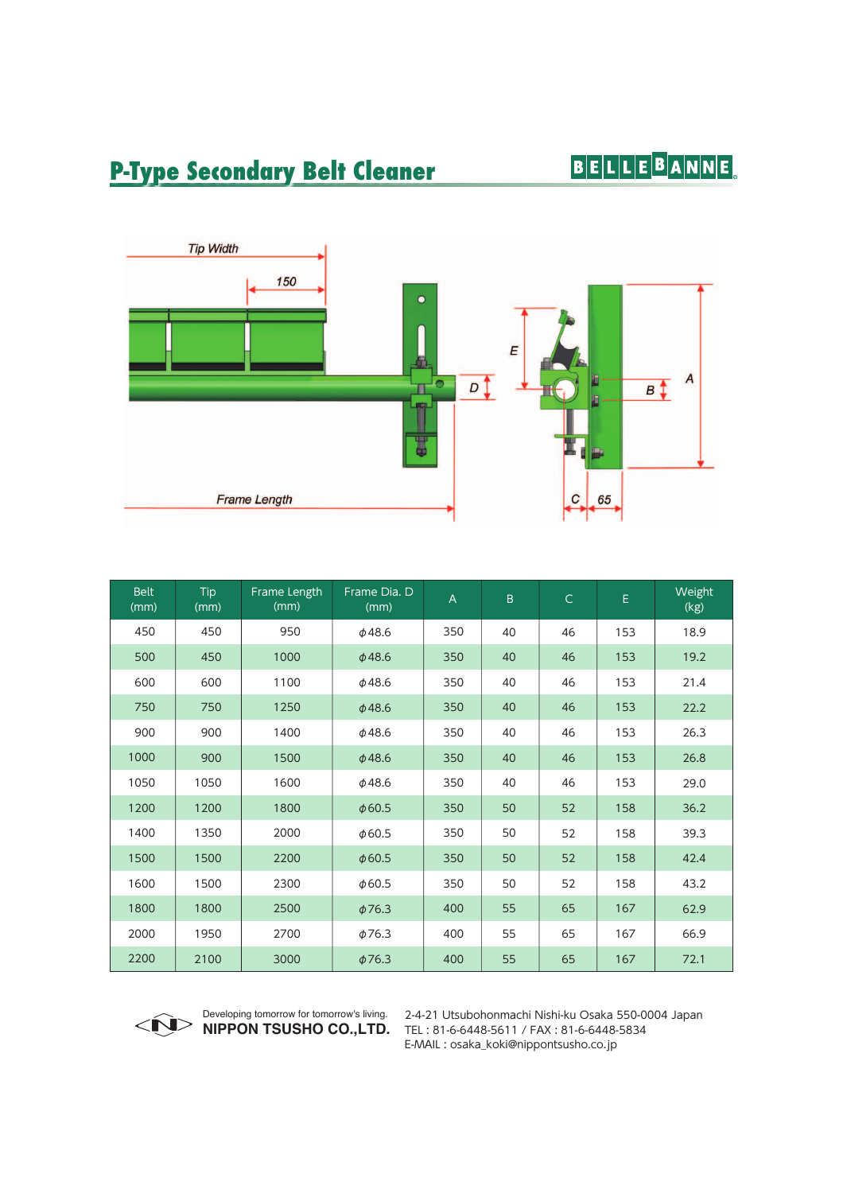# P-Type Secondary Belt Cleaner

BELLEBANNE

Tip Width

150

D

E

B

A

Frame Length

C

65

| Belt (mm) | Tip (mm) | Frame Length (mm) | Frame Dia. D (mm) | A | B | C | E | Weight (kg) |
|---|---|---|---|---|---|---|---|---|
| 450 | 450 | 950 | φ48.6 | 350 | 40 | 46 | 153 | 18.9 |
| 500 | 450 | 1000 | φ48.6 | 350 | 40 | 46 | 153 | 19.2 |
| 600 | 600 | 1100 | φ48.6 | 350 | 40 | 46 | 153 | 21.4 |
| 750 | 750 | 1250 | φ48.6 | 350 | 40 | 46 | 153 | 22.2 |
| 900 | 900 | 1400 | φ48.6 | 350 | 40 | 46 | 153 | 26.3 |
| 1000 | 900 | 1500 | φ48.6 | 350 | 40 | 46 | 153 | 26.8 |
| 1050 | 1050 | 1600 | φ48.6 | 350 | 40 | 46 | 153 | 29.0 |
| 1200 | 1200 | 1800 | φ60.5 | 350 | 50 | 52 | 158 | 36.2 |
| 1400 | 1350 | 2000 | φ60.5 | 350 | 50 | 52 | 158 | 39.3 |
| 1500 | 1500 | 2200 | φ60.5 | 350 | 50 | 52 | 158 | 42.4 |
| 1600 | 1500 | 2300 | φ60.5 | 350 | 50 | 52 | 158 | 43.2 |
| 1800 | 1800 | 2500 | φ76.3 | 400 | 55 | 65 | 167 | 62.9 |
| 2000 | 1950 | 2700 | φ76.3 | 400 | 55 | 65 | 167 | 66.9 |
| 2200 | 2100 | 3000 | φ76.3 | 400 | 55 | 65 | 167 | 72.1 |

Developing tomorrow for tomorrow's living.
**NIPPON TSUSHO CO.,LTD.**

2-4-21 Utsubohonmachi Nishi-ku Osaka 550-0004 Japan
TEL : 81-6-6448-5611 / FAX : 81-6-6448-5834
E-MAIL : osaka_koki@nippontsusho.co.jp